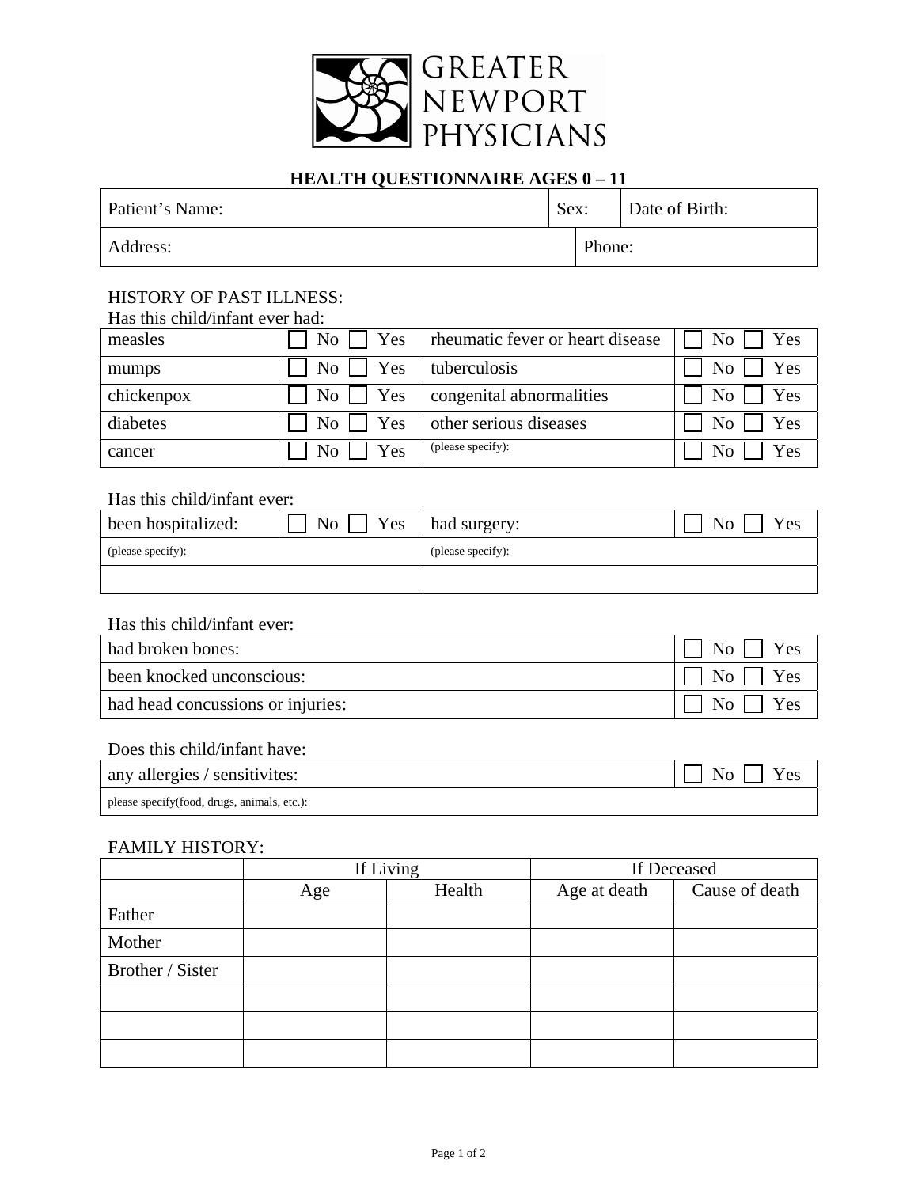GREATER NEWPORT PHYSICIANS

## HEALTH QUESTIONNAIRE AGES 0 – 11

| Patient's Name: | Sex: | Date of Birth: |
|---|---|---|
| Address: | Phone: | |

HISTORY OF PAST ILLNESS:

Has this child/infant ever had:

| | | | |
|---|---|---|---|
| measles | ☐ No ☐ Yes | rheumatic fever or heart disease | ☐ No ☐ Yes |
| mumps | ☐ No ☐ Yes | tuberculosis | ☐ No ☐ Yes |
| chickenpox | ☐ No ☐ Yes | congenital abnormalities | ☐ No ☐ Yes |
| diabetes | ☐ No ☐ Yes | other serious diseases | ☐ No ☐ Yes |
| cancer | ☐ No ☐ Yes | (please specify): | ☐ No ☐ Yes |

Has this child/infant ever:

| | | | |
|---|---|---|---|
| been hospitalized: | ☐ No ☐ Yes | had surgery: | ☐ No ☐ Yes |
| (please specify): | | (please specify): | |
| | | | |

Has this child/infant ever:

| | |
|---|---|
| had broken bones: | ☐ No ☐ Yes |
| been knocked unconscious: | ☐ No ☐ Yes |
| had head concussions or injuries: | ☐ No ☐ Yes |

Does this child/infant have:

| | |
|---|---|
| any allergies / sensitivites: | ☐ No ☐ Yes |
| please specify(food, drugs, animals, etc.): | |

FAMILY HISTORY:

| | If Living | | If Deceased | |
|---|---|---|---|---|
| | Age | Health | Age at death | Cause of death |
| Father | | | | |
| Mother | | | | |
| Brother / Sister | | | | |
| | | | | |
| | | | | |
| | | | | |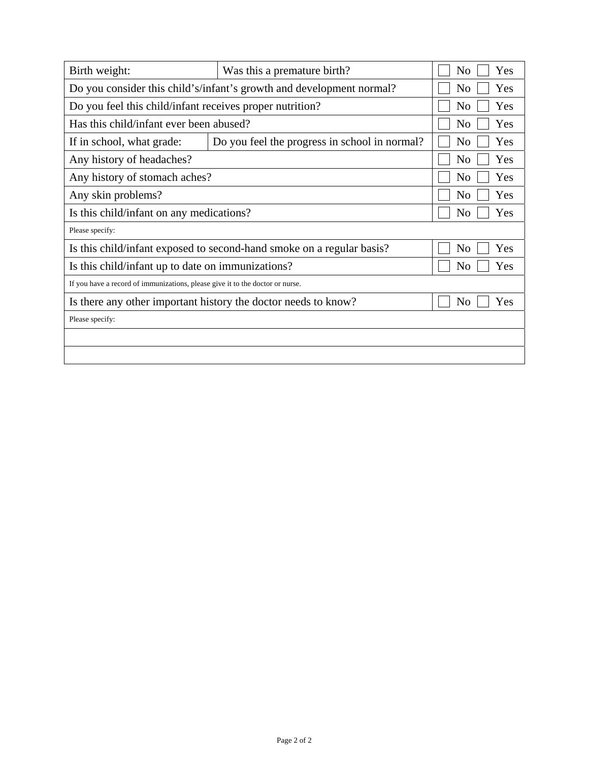| | | |
|---|---|---|
| Birth weight: | Was this a premature birth? | ☐ No ☐ Yes |
| Do you consider this child's/infant's growth and development normal? | | ☐ No ☐ Yes |
| Do you feel this child/infant receives proper nutrition? | | ☐ No ☐ Yes |
| Has this child/infant ever been abused? | | ☐ No ☐ Yes |
| If in school, what grade: | Do you feel the progress in school in normal? | ☐ No ☐ Yes |
| Any history of headaches? | | ☐ No ☐ Yes |
| Any history of stomach aches? | | ☐ No ☐ Yes |
| Any skin problems? | | ☐ No ☐ Yes |
| Is this child/infant on any medications? | | ☐ No ☐ Yes |
| Please specify: | | |
| Is this child/infant exposed to second-hand smoke on a regular basis? | | ☐ No ☐ Yes |
| Is this child/infant up to date on immunizations? | | ☐ No ☐ Yes |
| If you have a record of immunizations, please give it to the doctor or nurse. | | |
| Is there any other important history the doctor needs to know? | | ☐ No ☐ Yes |
| Please specify: | | |
| | | |
| | | |